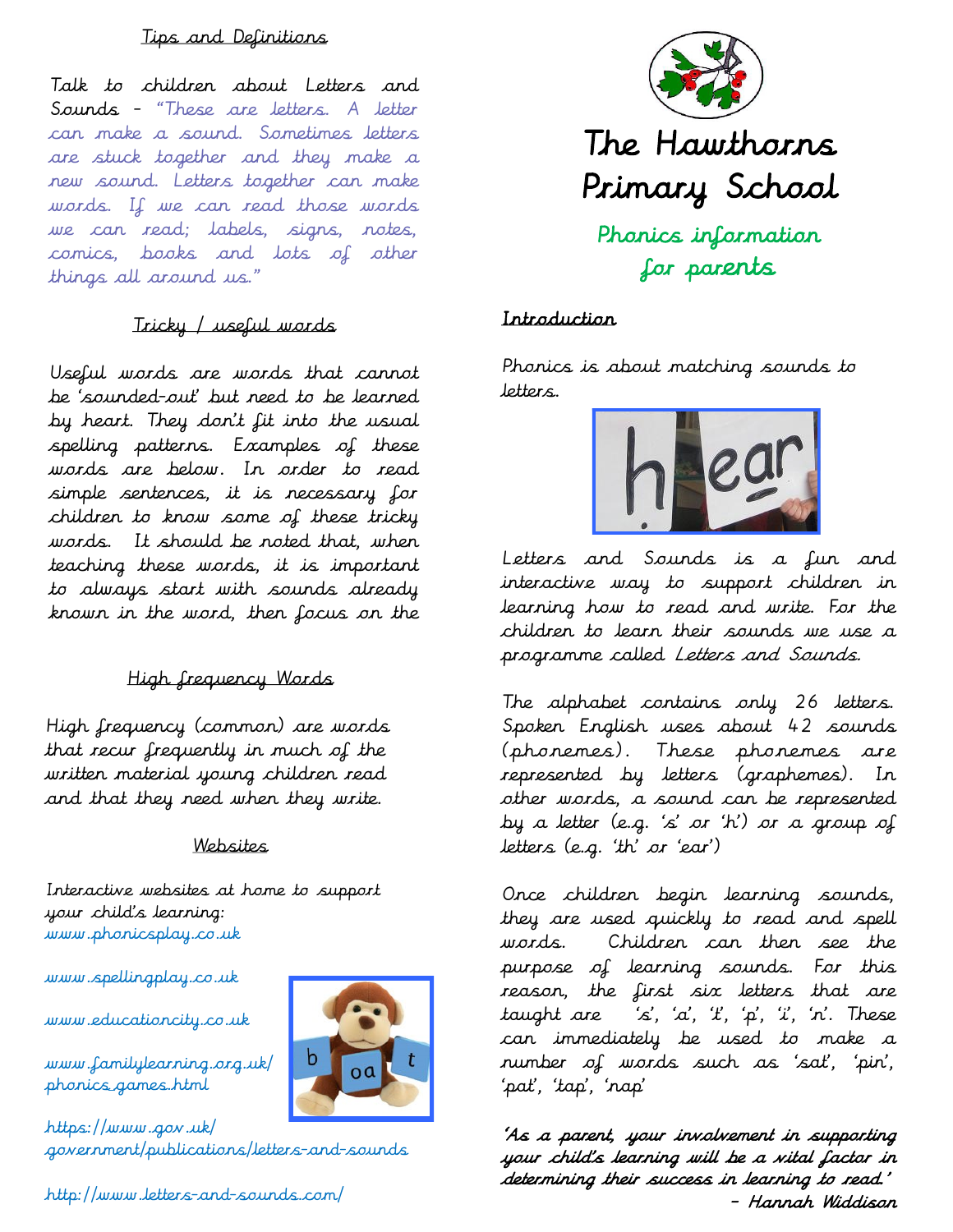## Tips and Definitions

Talk to children about Letters and Sounds – "These are letters. A letter can make a sound. Sometimes letters are stuck together and they make a new sound. Letters together can make words. If we can read those words we can read; labels, signs, notes, comics, books and lots of other things all around us."

## Tricky / useful words

Useful words are words that cannot be 'sounded-out' but need to be learned by heart. They don't fit into the usual spelling patterns. Examples of these words are below. In order to read simple sentences, it is necessary for children to know some of these tricky words. It should be noted that, when teaching these words, it is important to always start with sounds already known in the word, then focus on the

## High frequency Words

High frequency (common) are words that recur frequently in much of the written material young children read and that they need when they write.

## Websites

Interactive websites at home to support your child's learning:

www.phonicsplay.co.uk

www.spellingplay.co.uk

www.educationcity.co.uk

www.familylearning.org.uk/phonics_games.html

https://www.gov.uk/government/publications/letters-and-sounds

http://www.letters-and-sounds.com/

# The Hawthorns Primary School

## Phonics information for parents

## Introduction

Phonics is about matching sounds to letters.

Letters and Sounds is a fun and interactive way to support children in learning how to read and write. For the children to learn their sounds we use a programme called *Letters and Sounds*.

The alphabet contains only 26 letters. Spoken English uses about 42 sounds (phonemes). These phonemes are represented by letters (graphemes). In other words, a sound can be represented by a letter (e.g. 's' or 'h') or a group of letters (e.g. 'th' or 'ear')

Once children begin learning sounds, they are used quickly to read and spell words. Children can then see the purpose of learning sounds. For this reason, the first six letters that are taught are 's', 'a', 't', 'p', 'i', 'n'. These can immediately be used to make a number of words such as 'sat', 'pin', 'pat', 'tap', 'nap'

*'As a parent, your involvement in supporting your child's learning will be a vital factor in determining their success in learning to read.'*
*– Hannah Widdison*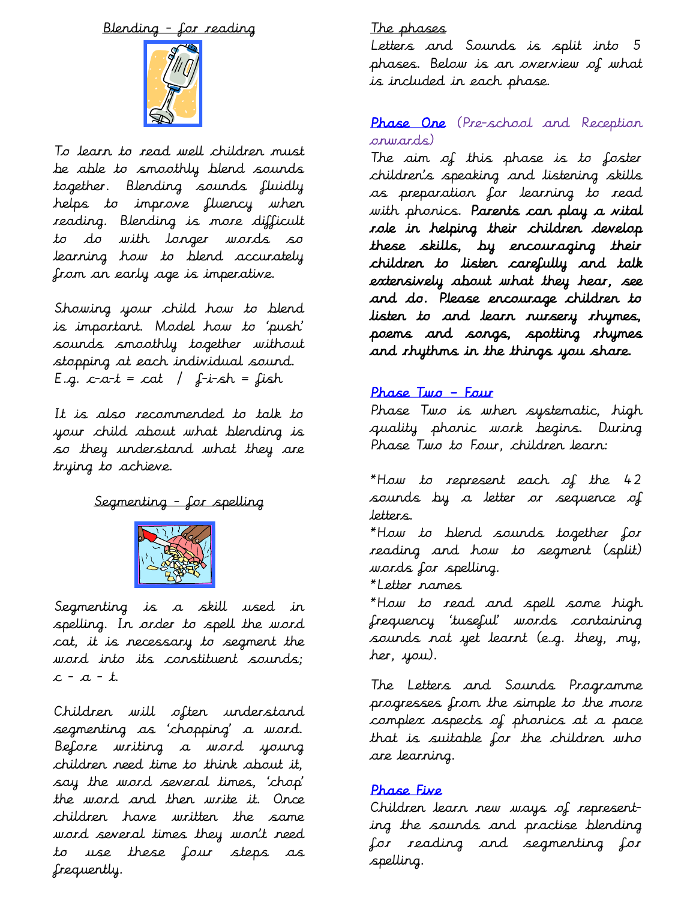## Blending – for reading

To learn to read well children must be able to smoothly blend sounds together. Blending sounds fluidly helps to improve fluency when reading. Blending is more difficult to do with longer words so learning how to blend accurately from an early age is imperative.

Showing your child how to blend is important. Model how to 'push' sounds smoothly together without stopping at each individual sound.
E.g. c-a-t = cat / f-i-sh = fish

It is also recommended to talk to your child about what blending is so they understand what they are trying to achieve.

## Segmenting – for spelling

Segmenting is a skill used in spelling. In order to spell the word cat, it is necessary to segment the word into its constituent sounds; c - a - t.

Children will often understand segmenting as 'chopping' a word. Before writing a word young children need time to think about it, say the word several times, 'chop' the word and then write it. Once children have written the same word several times they won't need to use these four steps as frequently.

## The phases

Letters and Sounds is split into 5 phases. Below is an overview of what is included in each phase.

### Phase One (Pre-school and Reception onwards)

The aim of this phase is to foster children's speaking and listening skills as preparation for learning to read with phonics. **Parents can play a vital role in helping their children develop these skills, by encouraging their children to listen carefully and talk extensively about what they hear, see and do. Please encourage children to listen to and learn nursery rhymes, poems and songs, spotting rhymes and rhythms in the things you share.**

### Phase Two – Four

Phase Two is when systematic, high quality phonic work begins. During Phase Two to Four, children learn:

*How to represent each of the 42 sounds by a letter or sequence of letters.
*How to blend sounds together for reading and how to segment (split) words for spelling.
*Letter names
*How to read and spell some high frequency 'tuseful' words containing sounds not yet learnt (e.g. they, my, her, you).

The Letters and Sounds Programme progresses from the simple to the more complex aspects of phonics at a pace that is suitable for the children who are learning.

### Phase Five

Children learn new ways of representing the sounds and practise blending for reading and segmenting for spelling.